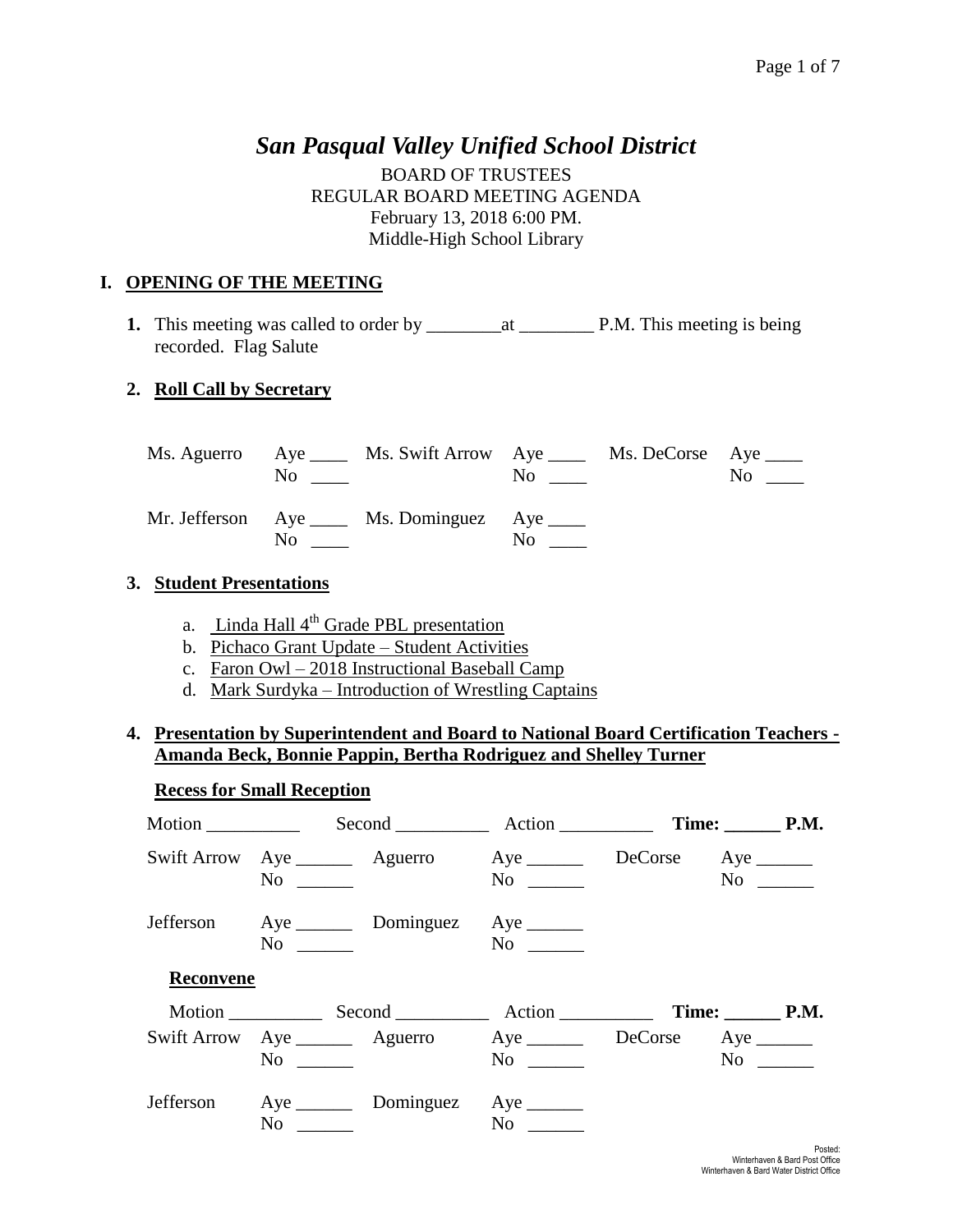# *San Pasqual Valley Unified School District*

BOARD OF TRUSTEES
REGULAR BOARD MEETING AGENDA
February 13, 2018 6:00 PM.
Middle-High School Library

## I. OPENING OF THE MEETING

**1.** This meeting was called to order by ________at ________ P.M. This meeting is being recorded. Flag Salute

**2. Roll Call by Secretary**

| | | | | | |
|---|---|---|---|---|---|
| Ms. Aguerro | Aye ____ No ____ | Ms. Swift Arrow | Aye ____ No ____ | Ms. DeCorse | Aye ____ No ____ |
| Mr. Jefferson | Aye ____ No ____ | Ms. Dominguez | Aye ____ No ____ | | |

**3. Student Presentations**

a. Linda Hall 4th Grade PBL presentation
b. Pichaco Grant Update – Student Activities
c. Faron Owl – 2018 Instructional Baseball Camp
d. Mark Surdyka – Introduction of Wrestling Captains

**4. Presentation by Superintendent and Board to National Board Certification Teachers - Amanda Beck, Bonnie Pappin, Bertha Rodriguez and Shelley Turner**

**Recess for Small Reception**

Motion __________ Second __________ Action __________ **Time: ______ P.M.**

| | | | | | |
|---|---|---|---|---|---|
| Swift Arrow | Aye ______ No ______ | Aguerro | Aye ______ No ______ | DeCorse | Aye ______ No ______ |
| Jefferson | Aye ______ No ______ | Dominguez | Aye ______ No ______ | | |

**Reconvene**

Motion __________ Second __________ Action __________ **Time: ______ P.M.**

| | | | | | |
|---|---|---|---|---|---|
| Swift Arrow | Aye ______ No ______ | Aguerro | Aye ______ No ______ | DeCorse | Aye ______ No ______ |
| Jefferson | Aye ______ No ______ | Dominguez | Aye ______ No ______ | | |

Posted:
Winterhaven & Bard Post Office
Winterhaven & Bard Water District Office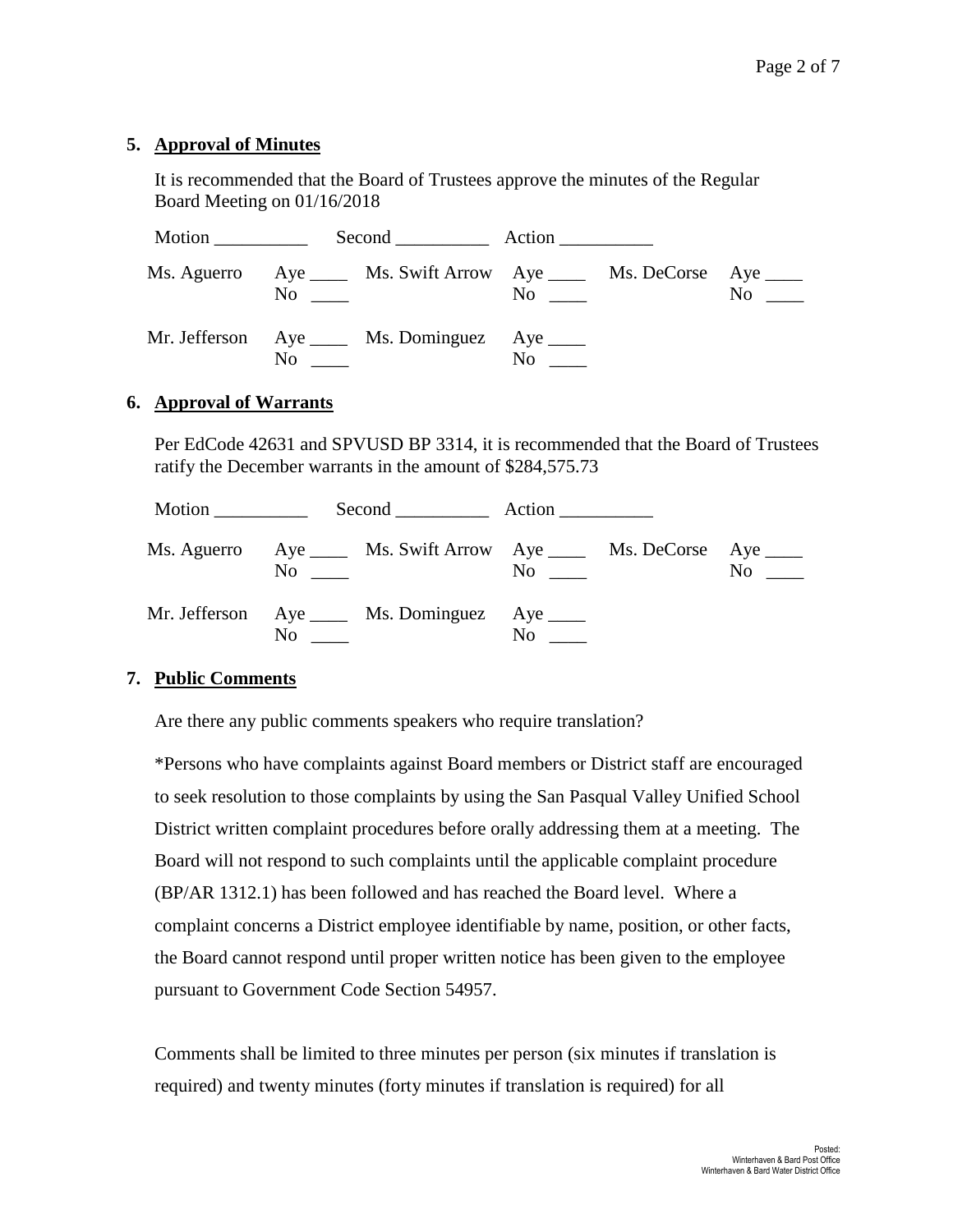**5. Approval of Minutes**

It is recommended that the Board of Trustees approve the minutes of the Regular Board Meeting on 01/16/2018

Motion __________ Second __________ Action __________

| | | | | | |
|---|---|---|---|---|---|
| Ms. Aguerro | Aye ____ No ____ | Ms. Swift Arrow | Aye ____ No ____ | Ms. DeCorse | Aye ____ No ____ |
| Mr. Jefferson | Aye ____ No ____ | Ms. Dominguez | Aye ____ No ____ | | |

**6. Approval of Warrants**

Per EdCode 42631 and SPVUSD BP 3314, it is recommended that the Board of Trustees ratify the December warrants in the amount of $284,575.73

Motion __________ Second __________ Action __________

| | | | | | |
|---|---|---|---|---|---|
| Ms. Aguerro | Aye ____ No ____ | Ms. Swift Arrow | Aye ____ No ____ | Ms. DeCorse | Aye ____ No ____ |
| Mr. Jefferson | Aye ____ No ____ | Ms. Dominguez | Aye ____ No ____ | | |

**7. Public Comments**

Are there any public comments speakers who require translation?

*Persons who have complaints against Board members or District staff are encouraged to seek resolution to those complaints by using the San Pasqual Valley Unified School District written complaint procedures before orally addressing them at a meeting. The Board will not respond to such complaints until the applicable complaint procedure (BP/AR 1312.1) has been followed and has reached the Board level. Where a complaint concerns a District employee identifiable by name, position, or other facts, the Board cannot respond until proper written notice has been given to the employee pursuant to Government Code Section 54957.

Comments shall be limited to three minutes per person (six minutes if translation is required) and twenty minutes (forty minutes if translation is required) for all

Posted:
Winterhaven & Bard Post Office
Winterhaven & Bard Water District Office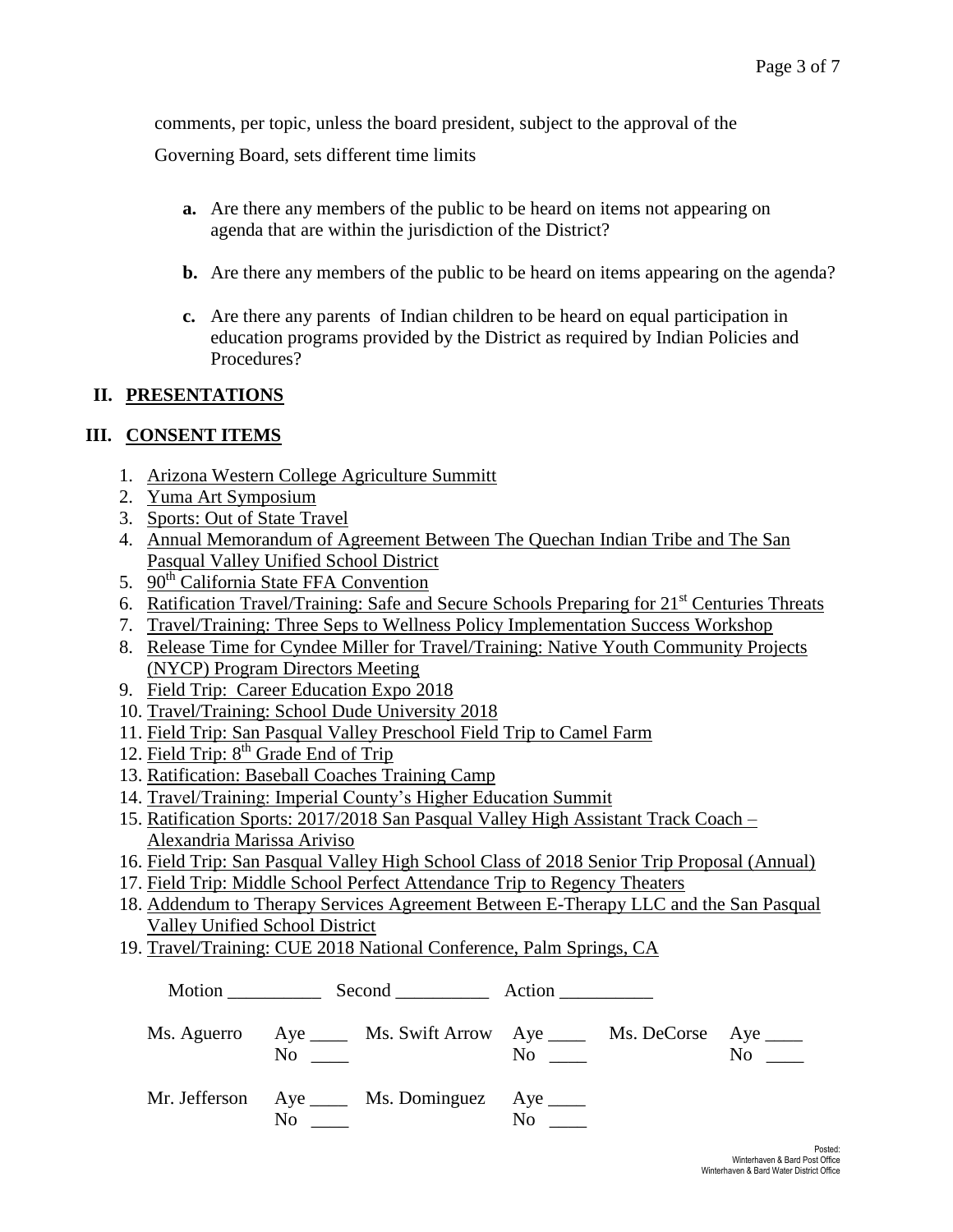comments, per topic, unless the board president, subject to the approval of the Governing Board, sets different time limits

- **a.** Are there any members of the public to be heard on items not appearing on agenda that are within the jurisdiction of the District?
- **b.** Are there any members of the public to be heard on items appearing on the agenda?
- **c.** Are there any parents of Indian children to be heard on equal participation in education programs provided by the District as required by Indian Policies and Procedures?

## II. PRESENTATIONS

## III. CONSENT ITEMS

1. Arizona Western College Agriculture Summitt
2. Yuma Art Symposium
3. Sports: Out of State Travel
4. Annual Memorandum of Agreement Between The Quechan Indian Tribe and The San Pasqual Valley Unified School District
5. 90th California State FFA Convention
6. Ratification Travel/Training: Safe and Secure Schools Preparing for 21st Centuries Threats
7. Travel/Training: Three Seps to Wellness Policy Implementation Success Workshop
8. Release Time for Cyndee Miller for Travel/Training: Native Youth Community Projects (NYCP) Program Directors Meeting
9. Field Trip: Career Education Expo 2018
10. Travel/Training: School Dude University 2018
11. Field Trip: San Pasqual Valley Preschool Field Trip to Camel Farm
12. Field Trip: 8th Grade End of Trip
13. Ratification: Baseball Coaches Training Camp
14. Travel/Training: Imperial County's Higher Education Summit
15. Ratification Sports: 2017/2018 San Pasqual Valley High Assistant Track Coach – Alexandria Marissa Ariviso
16. Field Trip: San Pasqual Valley High School Class of 2018 Senior Trip Proposal (Annual)
17. Field Trip: Middle School Perfect Attendance Trip to Regency Theaters
18. Addendum to Therapy Services Agreement Between E-Therapy LLC and the San Pasqual Valley Unified School District
19. Travel/Training: CUE 2018 National Conference, Palm Springs, CA

Motion __________ Second __________ Action __________

| | | | | | |
|---|---|---|---|---|---|
| Ms. Aguerro | Aye ____ No ____ | Ms. Swift Arrow | Aye ____ No ____ | Ms. DeCorse | Aye ____ No ____ |
| Mr. Jefferson | Aye ____ No ____ | Ms. Dominguez | Aye ____ No ____ | | |

Posted:
Winterhaven & Bard Post Office
Winterhaven & Bard Water District Office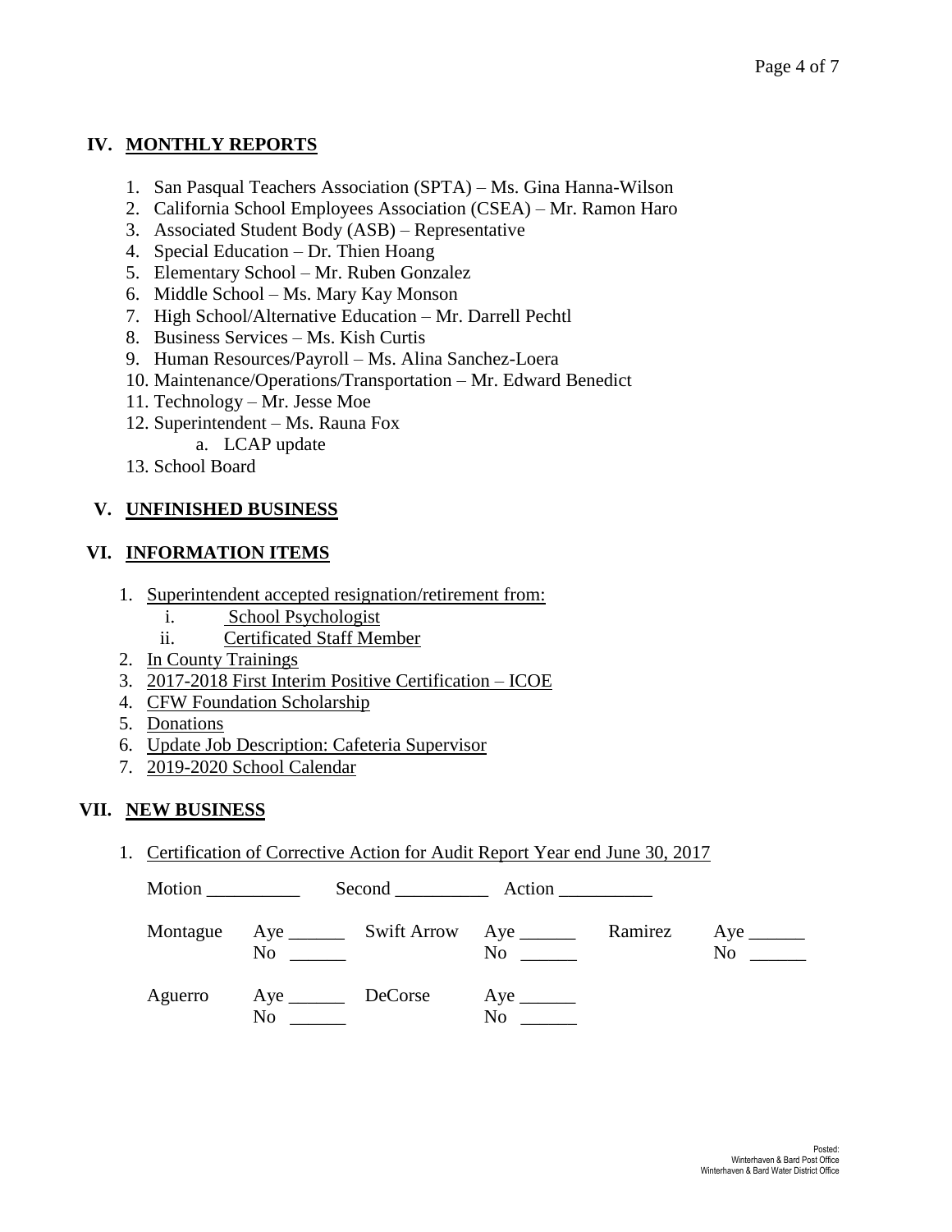## IV. MONTHLY REPORTS

1. San Pasqual Teachers Association (SPTA) – Ms. Gina Hanna-Wilson
2. California School Employees Association (CSEA) – Mr. Ramon Haro
3. Associated Student Body (ASB) – Representative
4. Special Education – Dr. Thien Hoang
5. Elementary School – Mr. Ruben Gonzalez
6. Middle School – Ms. Mary Kay Monson
7. High School/Alternative Education – Mr. Darrell Pechtl
8. Business Services – Ms. Kish Curtis
9. Human Resources/Payroll – Ms. Alina Sanchez-Loera
10. Maintenance/Operations/Transportation – Mr. Edward Benedict
11. Technology – Mr. Jesse Moe
12. Superintendent – Ms. Rauna Fox
    a. LCAP update
13. School Board

## V. UNFINISHED BUSINESS

## VI. INFORMATION ITEMS

1. Superintendent accepted resignation/retirement from:
    i. School Psychologist
    ii. Certificated Staff Member
2. In County Trainings
3. 2017-2018 First Interim Positive Certification – ICOE
4. CFW Foundation Scholarship
5. Donations
6. Update Job Description: Cafeteria Supervisor
7. 2019-2020 School Calendar

## VII. NEW BUSINESS

1. Certification of Corrective Action for Audit Report Year end June 30, 2017

Motion __________ Second __________ Action __________

| | | | | | |
|---|---|---|---|---|---|
| Montague | Aye ______ No ______ | Swift Arrow | Aye ______ No ______ | Ramirez | Aye ______ No ______ |
| Aguerro | Aye ______ No ______ | DeCorse | Aye ______ No ______ | | |

Posted:
Winterhaven & Bard Post Office
Winterhaven & Bard Water District Office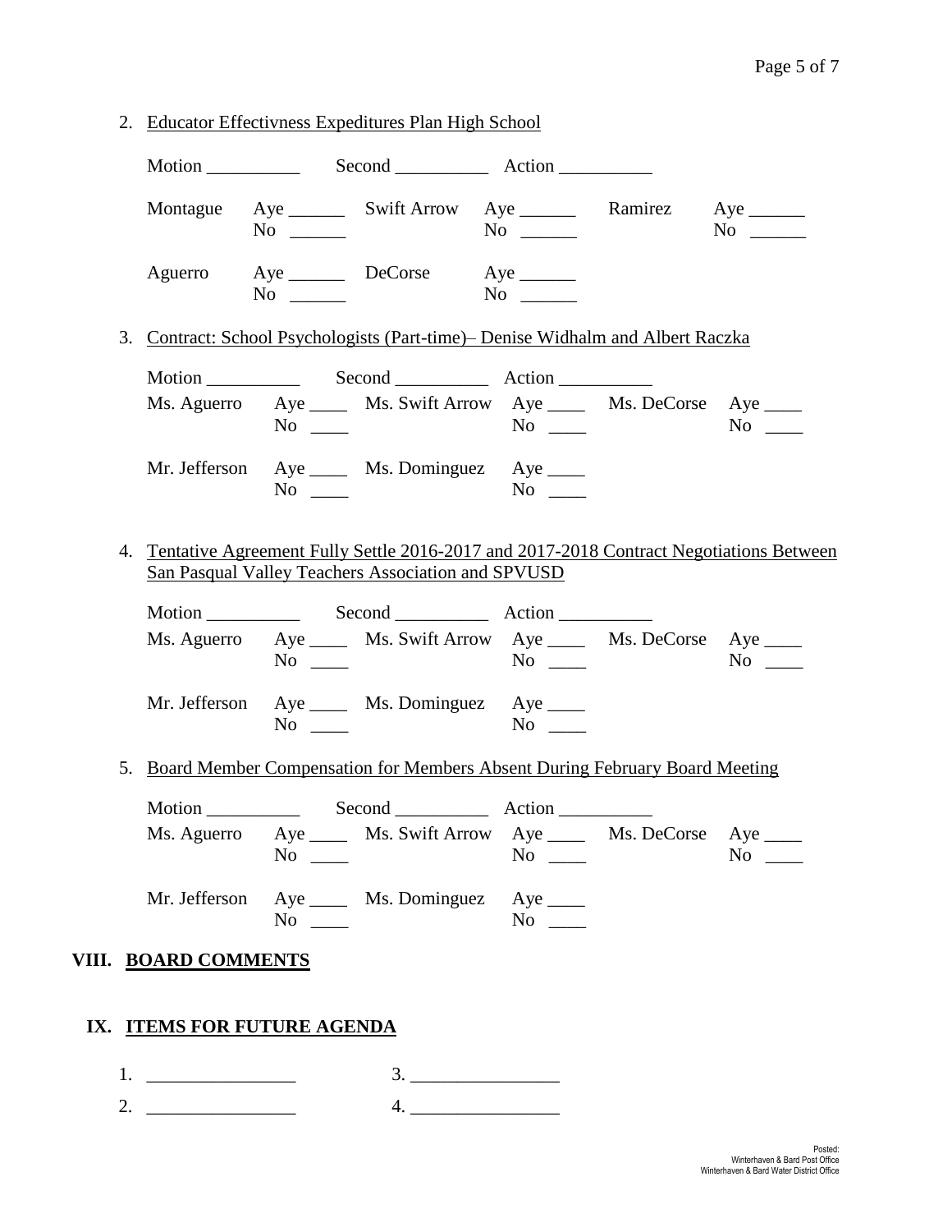2. Educator Effectivness Expeditures Plan High School

Motion __________ Second __________ Action __________

| Montague | Aye ______<br>No ______ | Swift Arrow | Aye ______<br>No ______ | Ramirez | Aye ______<br>No ______ |
|---|---|---|---|---|---|
| Aguerro | Aye ______<br>No ______ | DeCorse | Aye ______<br>No ______ | | |

3. Contract: School Psychologists (Part-time)– Denise Widhalm and Albert Raczka

Motion __________ Second __________ Action __________

| Ms. Aguerro | Aye ____<br>No ____ | Ms. Swift Arrow | Aye ____<br>No ____ | Ms. DeCorse | Aye ____<br>No ____ |
|---|---|---|---|---|---|
| Mr. Jefferson | Aye ____<br>No ____ | Ms. Dominguez | Aye ____<br>No ____ | | |

4. Tentative Agreement Fully Settle 2016-2017 and 2017-2018 Contract Negotiations Between San Pasqual Valley Teachers Association and SPVUSD

Motion __________ Second __________ Action __________

| Ms. Aguerro | Aye ____<br>No ____ | Ms. Swift Arrow | Aye ____<br>No ____ | Ms. DeCorse | Aye ____<br>No ____ |
|---|---|---|---|---|---|
| Mr. Jefferson | Aye ____<br>No ____ | Ms. Dominguez | Aye ____<br>No ____ | | |

5. Board Member Compensation for Members Absent During February Board Meeting

Motion __________ Second __________ Action __________

| Ms. Aguerro | Aye ____<br>No ____ | Ms. Swift Arrow | Aye ____<br>No ____ | Ms. DeCorse | Aye ____<br>No ____ |
|---|---|---|---|---|---|
| Mr. Jefferson | Aye ____<br>No ____ | Ms. Dominguez | Aye ____<br>No ____ | | |

## VIII. BOARD COMMENTS

## IX. ITEMS FOR FUTURE AGENDA

1. ________________ 3. ________________
2. ________________ 4. ________________

Posted:
Winterhaven & Bard Post Office
Winterhaven & Bard Water District Office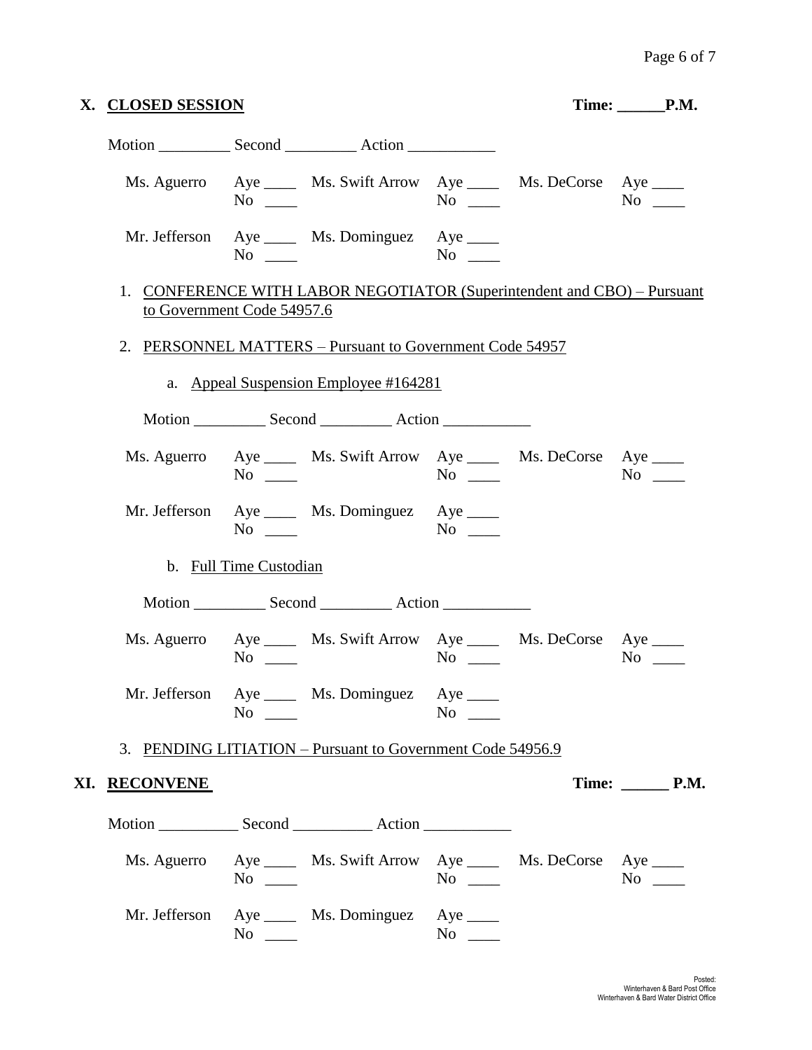## X. CLOSED SESSION

**Time: ______P.M.**

Motion _________ Second _________ Action ___________

| | | | | | |
|---|---|---|---|---|---|
| Ms. Aguerro | Aye ____ No ____ | Ms. Swift Arrow | Aye ____ No ____ | Ms. DeCorse | Aye ____ No ____ |
| Mr. Jefferson | Aye ____ No ____ | Ms. Dominguez | Aye ____ No ____ | | |

1. CONFERENCE WITH LABOR NEGOTIATOR (Superintendent and CBO) – Pursuant to Government Code 54957.6

2. PERSONNEL MATTERS – Pursuant to Government Code 54957

   a. Appeal Suspension Employee #164281

   Motion _________ Second _________ Action ___________

| | | | | | |
|---|---|---|---|---|---|
| Ms. Aguerro | Aye ____ No ____ | Ms. Swift Arrow | Aye ____ No ____ | Ms. DeCorse | Aye ____ No ____ |
| Mr. Jefferson | Aye ____ No ____ | Ms. Dominguez | Aye ____ No ____ | | |

   b. Full Time Custodian

   Motion _________ Second _________ Action ___________

| | | | | | |
|---|---|---|---|---|---|
| Ms. Aguerro | Aye ____ No ____ | Ms. Swift Arrow | Aye ____ No ____ | Ms. DeCorse | Aye ____ No ____ |
| Mr. Jefferson | Aye ____ No ____ | Ms. Dominguez | Aye ____ No ____ | | |

3. PENDING LITIATION – Pursuant to Government Code 54956.9

## XI. RECONVENE

**Time: ______ P.M.**

Motion __________ Second __________ Action ___________

| | | | | | |
|---|---|---|---|---|---|
| Ms. Aguerro | Aye ____ No ____ | Ms. Swift Arrow | Aye ____ No ____ | Ms. DeCorse | Aye ____ No ____ |
| Mr. Jefferson | Aye ____ No ____ | Ms. Dominguez | Aye ____ No ____ | | |

Posted:
Winterhaven & Bard Post Office
Winterhaven & Bard Water District Office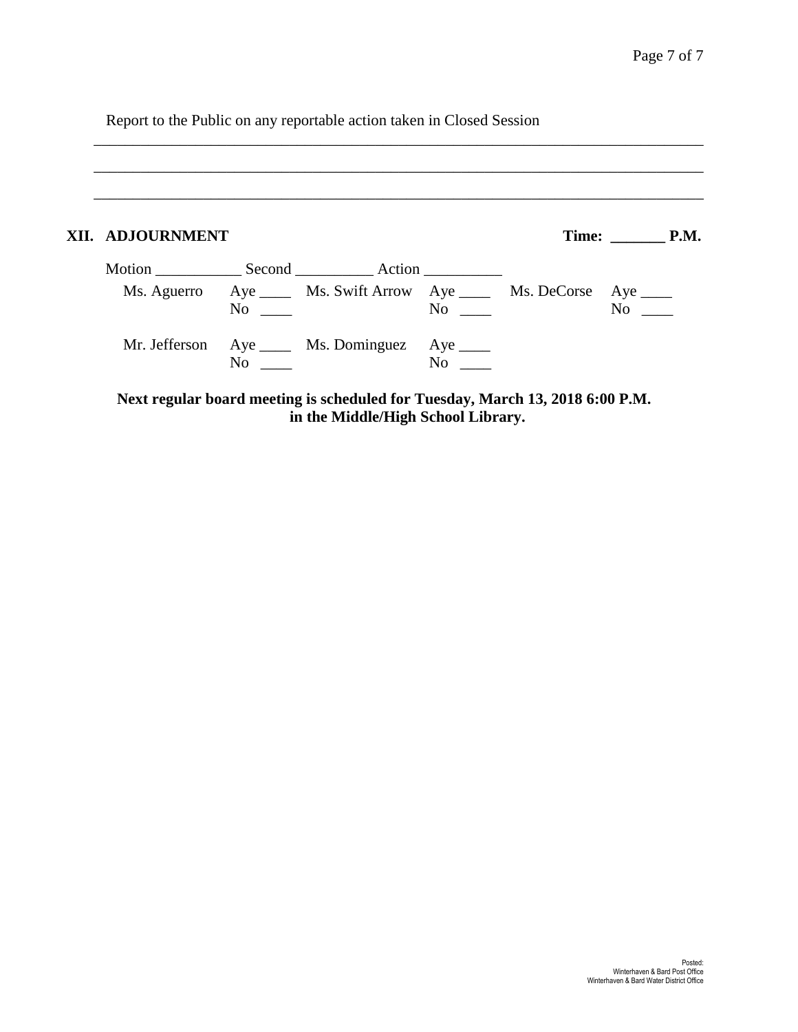Report to the Public on any reportable action taken in Closed Session

\_\_\_\_\_\_\_\_\_\_\_\_\_\_\_\_\_\_\_\_\_\_\_\_\_\_\_\_\_\_\_\_\_\_\_\_\_\_\_\_\_\_\_\_\_\_\_\_\_\_\_\_\_\_\_\_\_\_\_\_\_\_\_\_\_\_\_\_\_\_\_\_\_\_\_\_

\_\_\_\_\_\_\_\_\_\_\_\_\_\_\_\_\_\_\_\_\_\_\_\_\_\_\_\_\_\_\_\_\_\_\_\_\_\_\_\_\_\_\_\_\_\_\_\_\_\_\_\_\_\_\_\_\_\_\_\_\_\_\_\_\_\_\_\_\_\_\_\_\_\_\_\_

\_\_\_\_\_\_\_\_\_\_\_\_\_\_\_\_\_\_\_\_\_\_\_\_\_\_\_\_\_\_\_\_\_\_\_\_\_\_\_\_\_\_\_\_\_\_\_\_\_\_\_\_\_\_\_\_\_\_\_\_\_\_\_\_\_\_\_\_\_\_\_\_\_\_\_\_

## XII. ADJOURNMENT **Time: _______ P.M.**

Motion ___________ Second __________ Action __________

| | | | | | |
|---|---|---|---|---|---|
| Ms. Aguerro | Aye ____ No ____ | Ms. Swift Arrow | Aye ____ No ____ | Ms. DeCorse | Aye ____ No ____ |
| Mr. Jefferson | Aye ____ No ____ | Ms. Dominguez | Aye ____ No ____ | | |

**Next regular board meeting is scheduled for Tuesday, March 13, 2018 6:00 P.M. in the Middle/High School Library.**

Posted:
Winterhaven & Bard Post Office
Winterhaven & Bard Water District Office